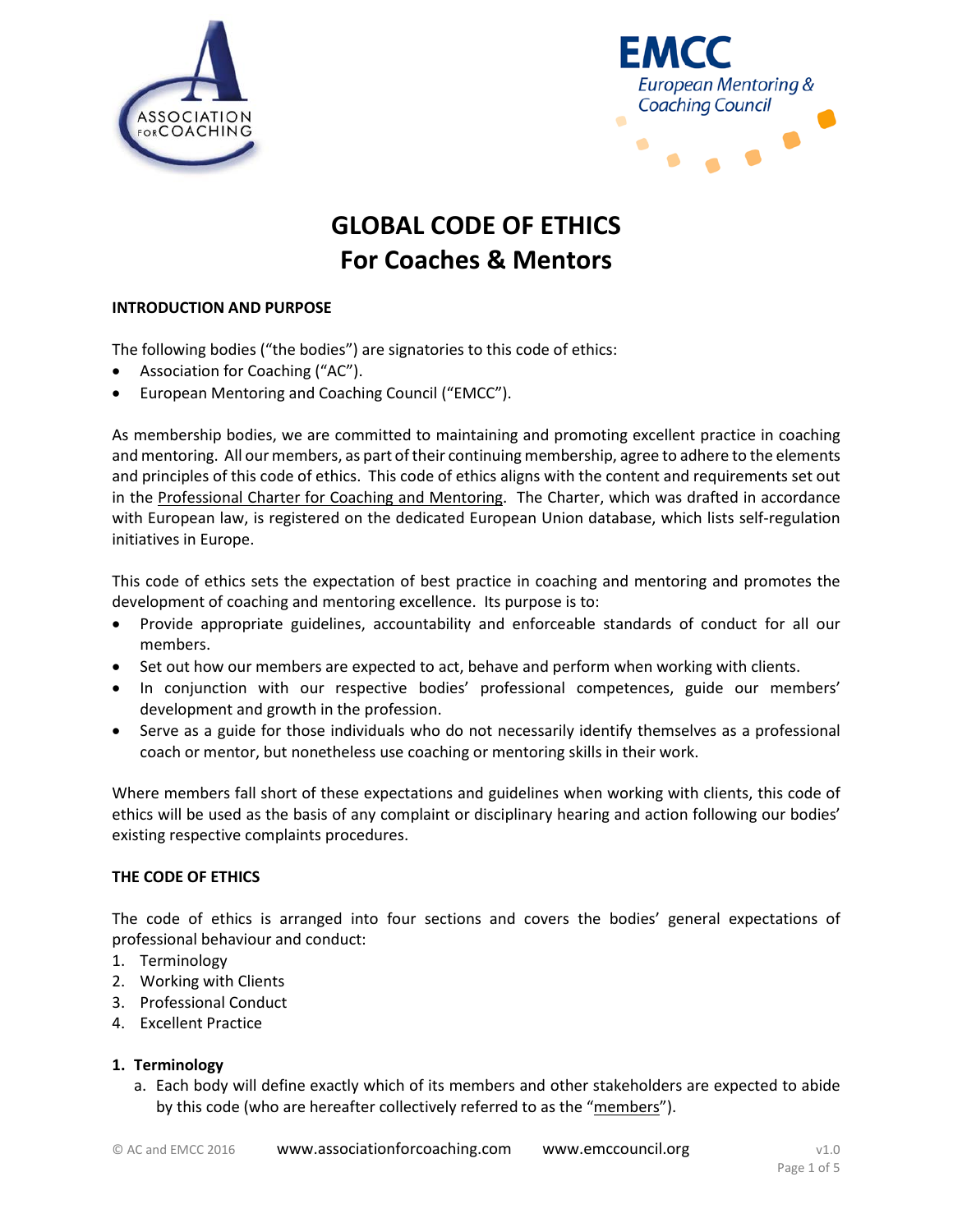# GLOBAL CODE OF ETHICS
# For Coaches & Mentors

## INTRODUCTION AND PURPOSE

The following bodies ("the bodies") are signatories to this code of ethics:

- Association for Coaching ("AC").
- European Mentoring and Coaching Council ("EMCC").

As membership bodies, we are committed to maintaining and promoting excellent practice in coaching and mentoring. All our members, as part of their continuing membership, agree to adhere to the elements and principles of this code of ethics. This code of ethics aligns with the content and requirements set out in the Professional Charter for Coaching and Mentoring. The Charter, which was drafted in accordance with European law, is registered on the dedicated European Union database, which lists self-regulation initiatives in Europe.

This code of ethics sets the expectation of best practice in coaching and mentoring and promotes the development of coaching and mentoring excellence. Its purpose is to:

- Provide appropriate guidelines, accountability and enforceable standards of conduct for all our members.
- Set out how our members are expected to act, behave and perform when working with clients.
- In conjunction with our respective bodies' professional competences, guide our members' development and growth in the profession.
- Serve as a guide for those individuals who do not necessarily identify themselves as a professional coach or mentor, but nonetheless use coaching or mentoring skills in their work.

Where members fall short of these expectations and guidelines when working with clients, this code of ethics will be used as the basis of any complaint or disciplinary hearing and action following our bodies' existing respective complaints procedures.

## THE CODE OF ETHICS

The code of ethics is arranged into four sections and covers the bodies' general expectations of professional behaviour and conduct:

1. Terminology
2. Working with Clients
3. Professional Conduct
4. Excellent Practice

### 1. Terminology

a. Each body will define exactly which of its members and other stakeholders are expected to abide by this code (who are hereafter collectively referred to as the "members").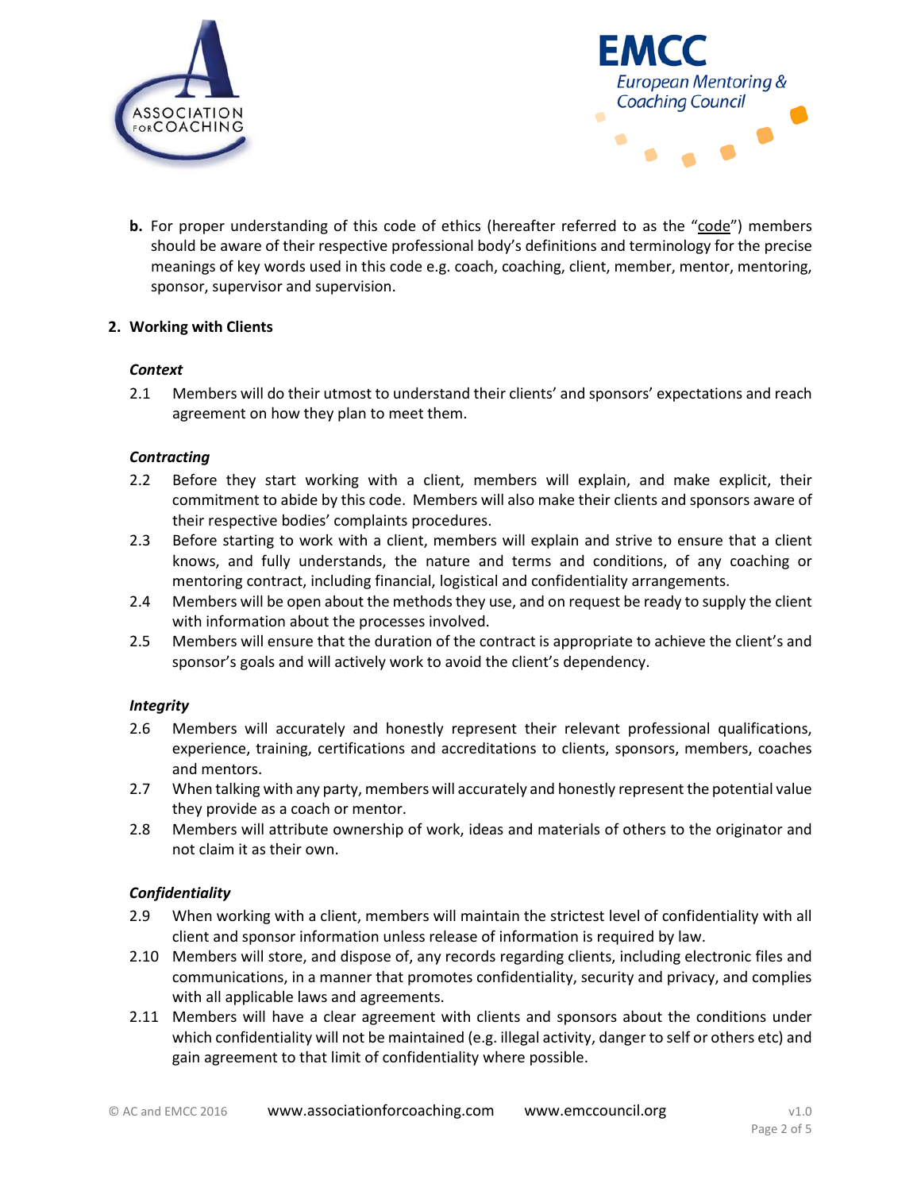**b.** For proper understanding of this code of ethics (hereafter referred to as the "code") members should be aware of their respective professional body's definitions and terminology for the precise meanings of key words used in this code e.g. coach, coaching, client, member, mentor, mentoring, sponsor, supervisor and supervision.

## 2. Working with Clients

### *Context*

2.1 Members will do their utmost to understand their clients' and sponsors' expectations and reach agreement on how they plan to meet them.

### *Contracting*

2.2 Before they start working with a client, members will explain, and make explicit, their commitment to abide by this code. Members will also make their clients and sponsors aware of their respective bodies' complaints procedures.

2.3 Before starting to work with a client, members will explain and strive to ensure that a client knows, and fully understands, the nature and terms and conditions, of any coaching or mentoring contract, including financial, logistical and confidentiality arrangements.

2.4 Members will be open about the methods they use, and on request be ready to supply the client with information about the processes involved.

2.5 Members will ensure that the duration of the contract is appropriate to achieve the client's and sponsor's goals and will actively work to avoid the client's dependency.

### *Integrity*

2.6 Members will accurately and honestly represent their relevant professional qualifications, experience, training, certifications and accreditations to clients, sponsors, members, coaches and mentors.

2.7 When talking with any party, members will accurately and honestly represent the potential value they provide as a coach or mentor.

2.8 Members will attribute ownership of work, ideas and materials of others to the originator and not claim it as their own.

### *Confidentiality*

2.9 When working with a client, members will maintain the strictest level of confidentiality with all client and sponsor information unless release of information is required by law.

2.10 Members will store, and dispose of, any records regarding clients, including electronic files and communications, in a manner that promotes confidentiality, security and privacy, and complies with all applicable laws and agreements.

2.11 Members will have a clear agreement with clients and sponsors about the conditions under which confidentiality will not be maintained (e.g. illegal activity, danger to self or others etc) and gain agreement to that limit of confidentiality where possible.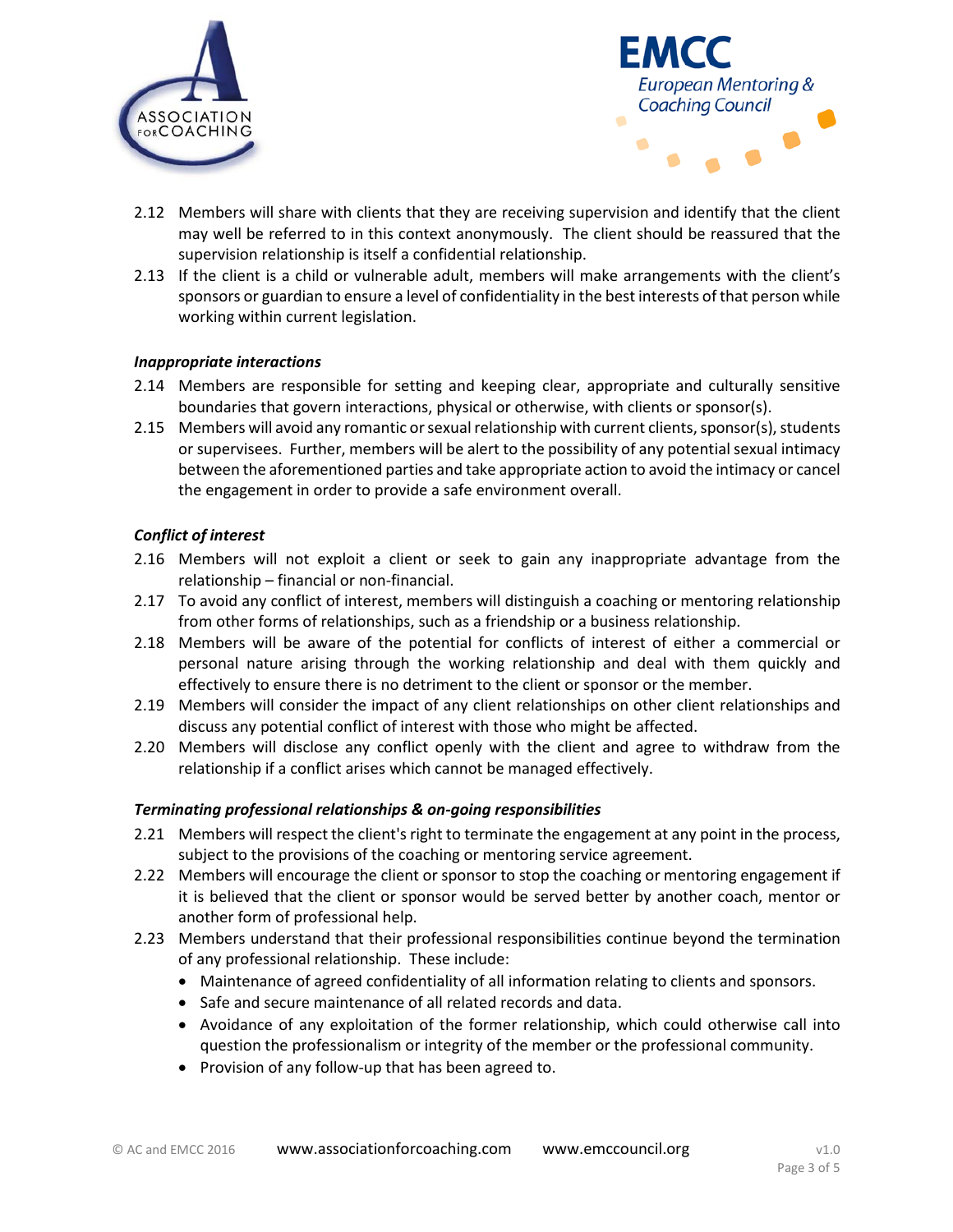2.12 Members will share with clients that they are receiving supervision and identify that the client may well be referred to in this context anonymously. The client should be reassured that the supervision relationship is itself a confidential relationship.

2.13 If the client is a child or vulnerable adult, members will make arrangements with the client's sponsors or guardian to ensure a level of confidentiality in the best interests of that person while working within current legislation.

***Inappropriate interactions***

2.14 Members are responsible for setting and keeping clear, appropriate and culturally sensitive boundaries that govern interactions, physical or otherwise, with clients or sponsor(s).

2.15 Members will avoid any romantic or sexual relationship with current clients, sponsor(s), students or supervisees. Further, members will be alert to the possibility of any potential sexual intimacy between the aforementioned parties and take appropriate action to avoid the intimacy or cancel the engagement in order to provide a safe environment overall.

***Conflict of interest***

2.16 Members will not exploit a client or seek to gain any inappropriate advantage from the relationship – financial or non-financial.

2.17 To avoid any conflict of interest, members will distinguish a coaching or mentoring relationship from other forms of relationships, such as a friendship or a business relationship.

2.18 Members will be aware of the potential for conflicts of interest of either a commercial or personal nature arising through the working relationship and deal with them quickly and effectively to ensure there is no detriment to the client or sponsor or the member.

2.19 Members will consider the impact of any client relationships on other client relationships and discuss any potential conflict of interest with those who might be affected.

2.20 Members will disclose any conflict openly with the client and agree to withdraw from the relationship if a conflict arises which cannot be managed effectively.

***Terminating professional relationships & on-going responsibilities***

2.21 Members will respect the client's right to terminate the engagement at any point in the process, subject to the provisions of the coaching or mentoring service agreement.

2.22 Members will encourage the client or sponsor to stop the coaching or mentoring engagement if it is believed that the client or sponsor would be served better by another coach, mentor or another form of professional help.

2.23 Members understand that their professional responsibilities continue beyond the termination of any professional relationship. These include:

- Maintenance of agreed confidentiality of all information relating to clients and sponsors.
- Safe and secure maintenance of all related records and data.
- Avoidance of any exploitation of the former relationship, which could otherwise call into question the professionalism or integrity of the member or the professional community.
- Provision of any follow-up that has been agreed to.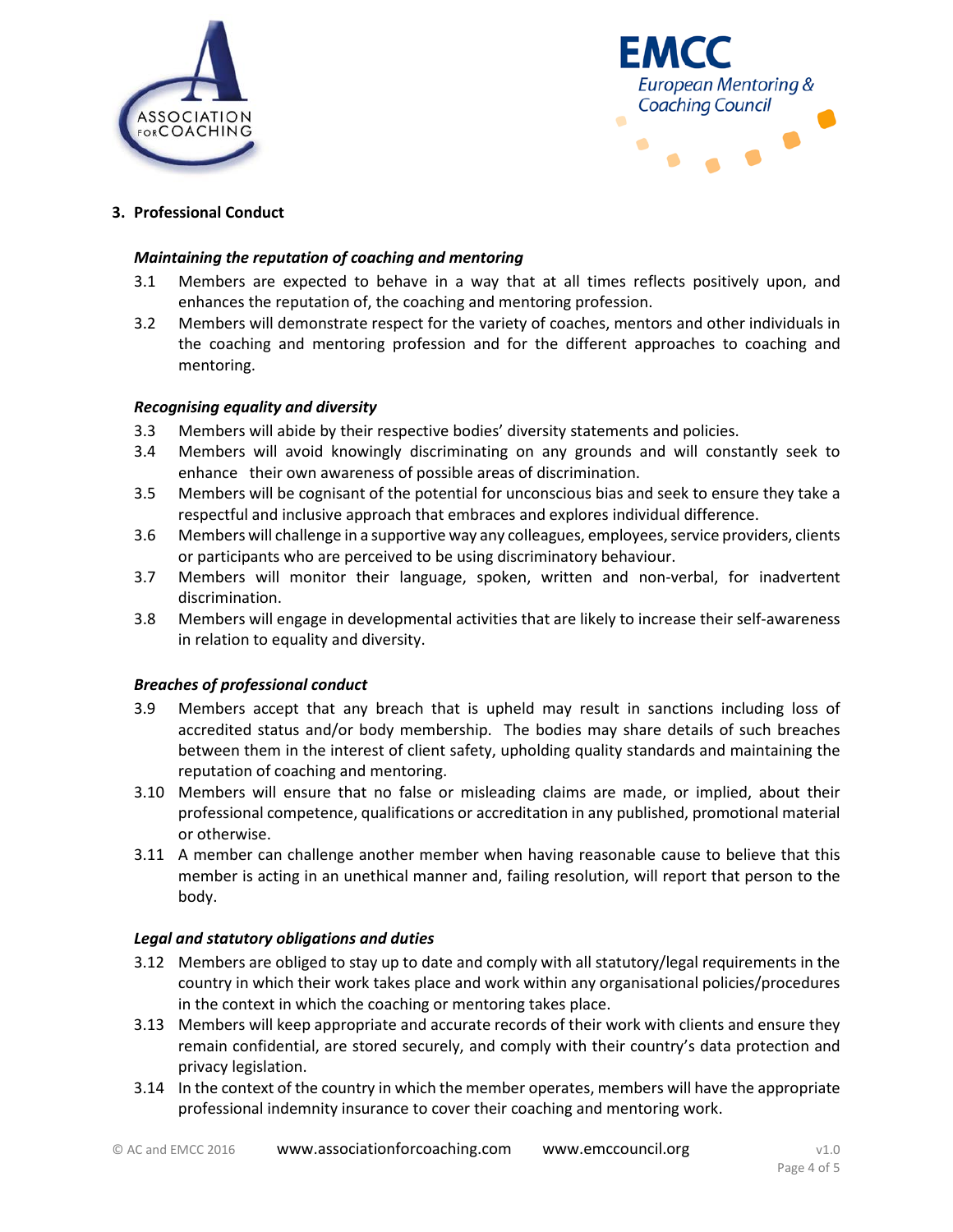## 3. Professional Conduct

***Maintaining the reputation of coaching and mentoring***

3.1 Members are expected to behave in a way that at all times reflects positively upon, and enhances the reputation of, the coaching and mentoring profession.

3.2 Members will demonstrate respect for the variety of coaches, mentors and other individuals in the coaching and mentoring profession and for the different approaches to coaching and mentoring.

***Recognising equality and diversity***

3.3 Members will abide by their respective bodies' diversity statements and policies.

3.4 Members will avoid knowingly discriminating on any grounds and will constantly seek to enhance their own awareness of possible areas of discrimination.

3.5 Members will be cognisant of the potential for unconscious bias and seek to ensure they take a respectful and inclusive approach that embraces and explores individual difference.

3.6 Members will challenge in a supportive way any colleagues, employees, service providers, clients or participants who are perceived to be using discriminatory behaviour.

3.7 Members will monitor their language, spoken, written and non-verbal, for inadvertent discrimination.

3.8 Members will engage in developmental activities that are likely to increase their self-awareness in relation to equality and diversity.

***Breaches of professional conduct***

3.9 Members accept that any breach that is upheld may result in sanctions including loss of accredited status and/or body membership. The bodies may share details of such breaches between them in the interest of client safety, upholding quality standards and maintaining the reputation of coaching and mentoring.

3.10 Members will ensure that no false or misleading claims are made, or implied, about their professional competence, qualifications or accreditation in any published, promotional material or otherwise.

3.11 A member can challenge another member when having reasonable cause to believe that this member is acting in an unethical manner and, failing resolution, will report that person to the body.

***Legal and statutory obligations and duties***

3.12 Members are obliged to stay up to date and comply with all statutory/legal requirements in the country in which their work takes place and work within any organisational policies/procedures in the context in which the coaching or mentoring takes place.

3.13 Members will keep appropriate and accurate records of their work with clients and ensure they remain confidential, are stored securely, and comply with their country's data protection and privacy legislation.

3.14 In the context of the country in which the member operates, members will have the appropriate professional indemnity insurance to cover their coaching and mentoring work.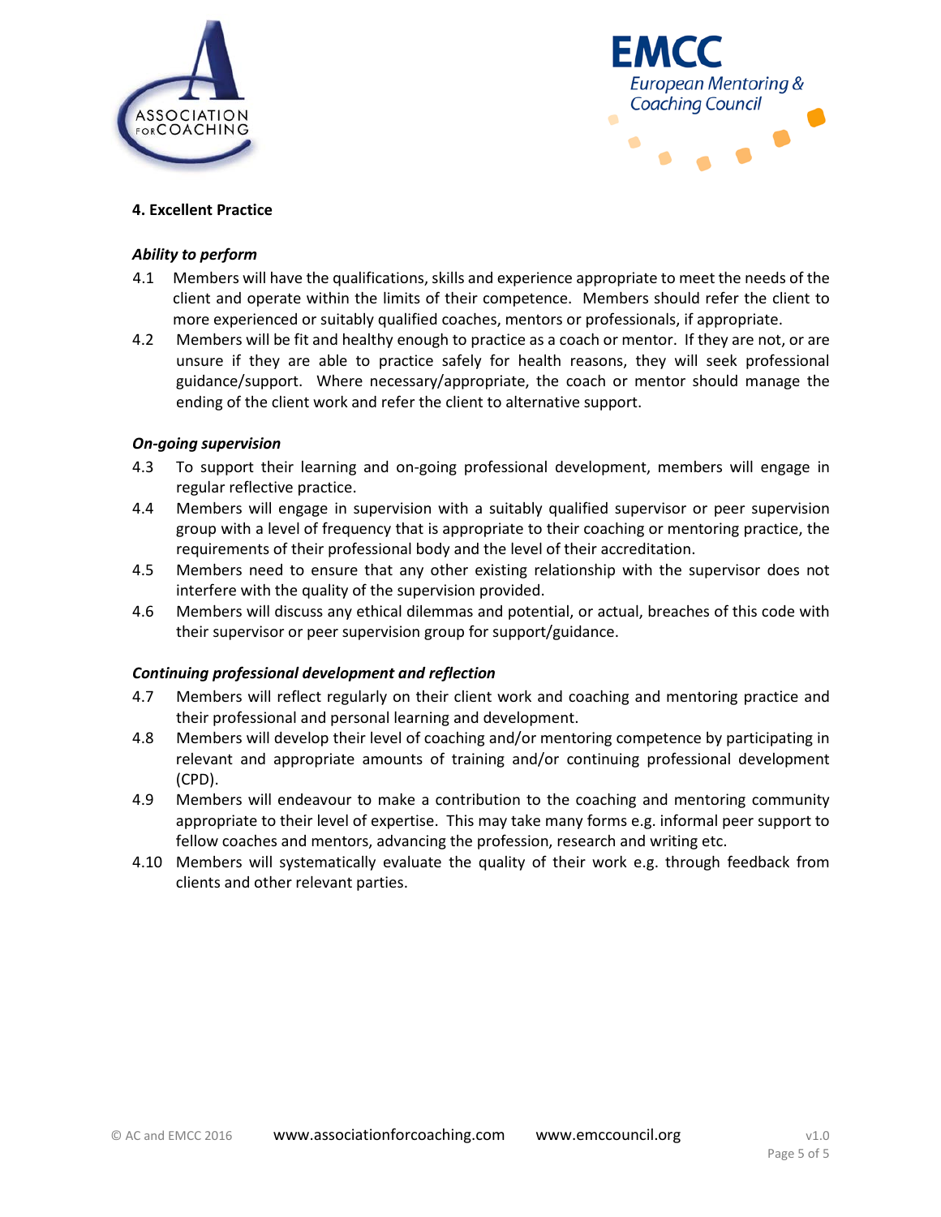## 4. Excellent Practice

***Ability to perform***

4.1 Members will have the qualifications, skills and experience appropriate to meet the needs of the client and operate within the limits of their competence. Members should refer the client to more experienced or suitably qualified coaches, mentors or professionals, if appropriate.

4.2 Members will be fit and healthy enough to practice as a coach or mentor. If they are not, or are unsure if they are able to practice safely for health reasons, they will seek professional guidance/support. Where necessary/appropriate, the coach or mentor should manage the ending of the client work and refer the client to alternative support.

***On-going supervision***

4.3 To support their learning and on-going professional development, members will engage in regular reflective practice.

4.4 Members will engage in supervision with a suitably qualified supervisor or peer supervision group with a level of frequency that is appropriate to their coaching or mentoring practice, the requirements of their professional body and the level of their accreditation.

4.5 Members need to ensure that any other existing relationship with the supervisor does not interfere with the quality of the supervision provided.

4.6 Members will discuss any ethical dilemmas and potential, or actual, breaches of this code with their supervisor or peer supervision group for support/guidance.

***Continuing professional development and reflection***

4.7 Members will reflect regularly on their client work and coaching and mentoring practice and their professional and personal learning and development.

4.8 Members will develop their level of coaching and/or mentoring competence by participating in relevant and appropriate amounts of training and/or continuing professional development (CPD).

4.9 Members will endeavour to make a contribution to the coaching and mentoring community appropriate to their level of expertise. This may take many forms e.g. informal peer support to fellow coaches and mentors, advancing the profession, research and writing etc.

4.10 Members will systematically evaluate the quality of their work e.g. through feedback from clients and other relevant parties.